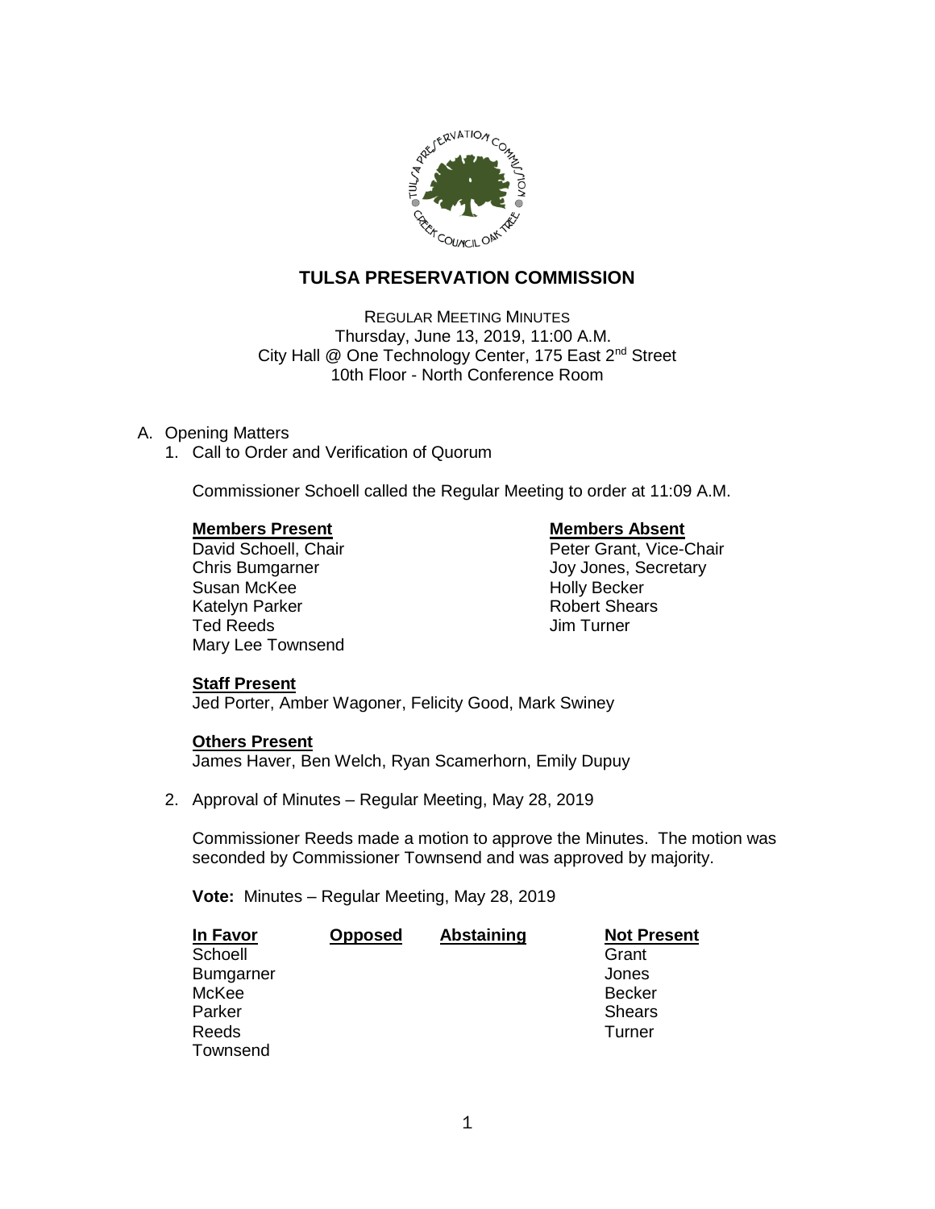# TULSA PRESERVATION COMMISSION

REGULAR MEETING MINUTES
Thursday, June 13, 2019, 11:00 A.M.
City Hall @ One Technology Center, 175 East 2nd Street
10th Floor - North Conference Room

A. Opening Matters

1. Call to Order and Verification of Quorum

   Commissioner Schoell called the Regular Meeting to order at 11:09 A.M.

   | **Members Present** | **Members Absent** |
   |---|---|
   | David Schoell, Chair | Peter Grant, Vice-Chair |
   | Chris Bumgarner | Joy Jones, Secretary |
   | Susan McKee | Holly Becker |
   | Katelyn Parker | Robert Shears |
   | Ted Reeds | Jim Turner |
   | Mary Lee Townsend | |

   **Staff Present**
   Jed Porter, Amber Wagoner, Felicity Good, Mark Swiney

   **Others Present**
   James Haver, Ben Welch, Ryan Scamerhorn, Emily Dupuy

2. Approval of Minutes – Regular Meeting, May 28, 2019

   Commissioner Reeds made a motion to approve the Minutes. The motion was seconded by Commissioner Townsend and was approved by majority.

   **Vote:** Minutes – Regular Meeting, May 28, 2019

   | In Favor | Opposed | Abstaining | Not Present |
   |---|---|---|---|
   | Schoell | | | Grant |
   | Bumgarner | | | Jones |
   | McKee | | | Becker |
   | Parker | | | Shears |
   | Reeds | | | Turner |
   | Townsend | | | |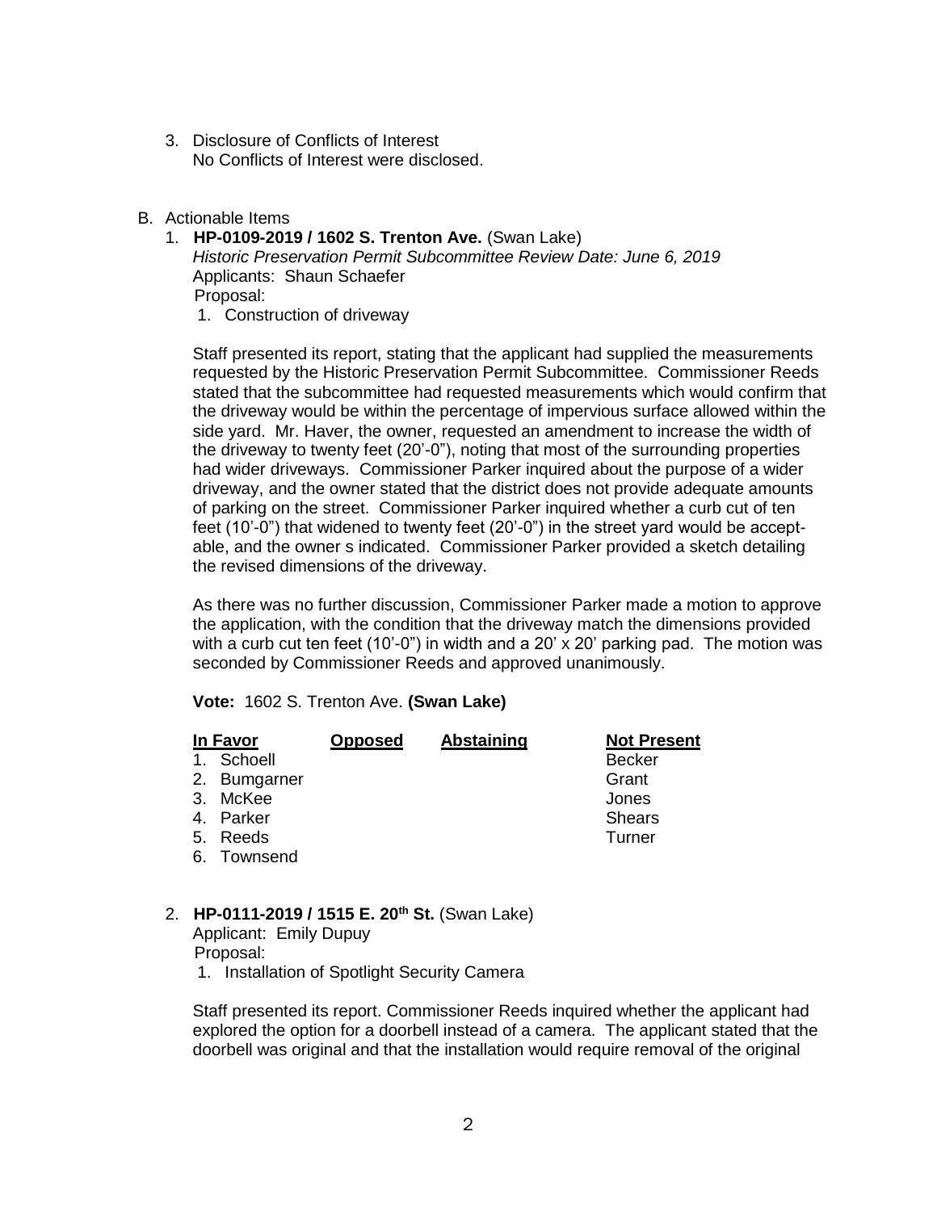3. Disclosure of Conflicts of Interest
   No Conflicts of Interest were disclosed.

B. Actionable Items

1. **HP-0109-2019 / 1602 S. Trenton Ave.** (Swan Lake)
   *Historic Preservation Permit Subcommittee Review Date: June 6, 2019*
   Applicants: Shaun Schaefer
   Proposal:
   1. Construction of driveway

   Staff presented its report, stating that the applicant had supplied the measurements requested by the Historic Preservation Permit Subcommittee. Commissioner Reeds stated that the subcommittee had requested measurements which would confirm that the driveway would be within the percentage of impervious surface allowed within the side yard. Mr. Haver, the owner, requested an amendment to increase the width of the driveway to twenty feet (20'-0"), noting that most of the surrounding properties had wider driveways. Commissioner Parker inquired about the purpose of a wider driveway, and the owner stated that the district does not provide adequate amounts of parking on the street. Commissioner Parker inquired whether a curb cut of ten feet (10'-0") that widened to twenty feet (20'-0") in the street yard would be acceptable, and the owner s indicated. Commissioner Parker provided a sketch detailing the revised dimensions of the driveway.

   As there was no further discussion, Commissioner Parker made a motion to approve the application, with the condition that the driveway match the dimensions provided with a curb cut ten feet (10'-0") in width and a 20' x 20' parking pad. The motion was seconded by Commissioner Reeds and approved unanimously.

   **Vote:** 1602 S. Trenton Ave. **(Swan Lake)**

| In Favor | Opposed | Abstaining | Not Present |
|---|---|---|---|
| 1. Schoell | | | Becker |
| 2. Bumgarner | | | Grant |
| 3. McKee | | | Jones |
| 4. Parker | | | Shears |
| 5. Reeds | | | Turner |
| 6. Townsend | | | |

2. **HP-0111-2019 / 1515 E. 20th St.** (Swan Lake)
   Applicant: Emily Dupuy
   Proposal:
   1. Installation of Spotlight Security Camera

   Staff presented its report. Commissioner Reeds inquired whether the applicant had explored the option for a doorbell instead of a camera. The applicant stated that the doorbell was original and that the installation would require removal of the original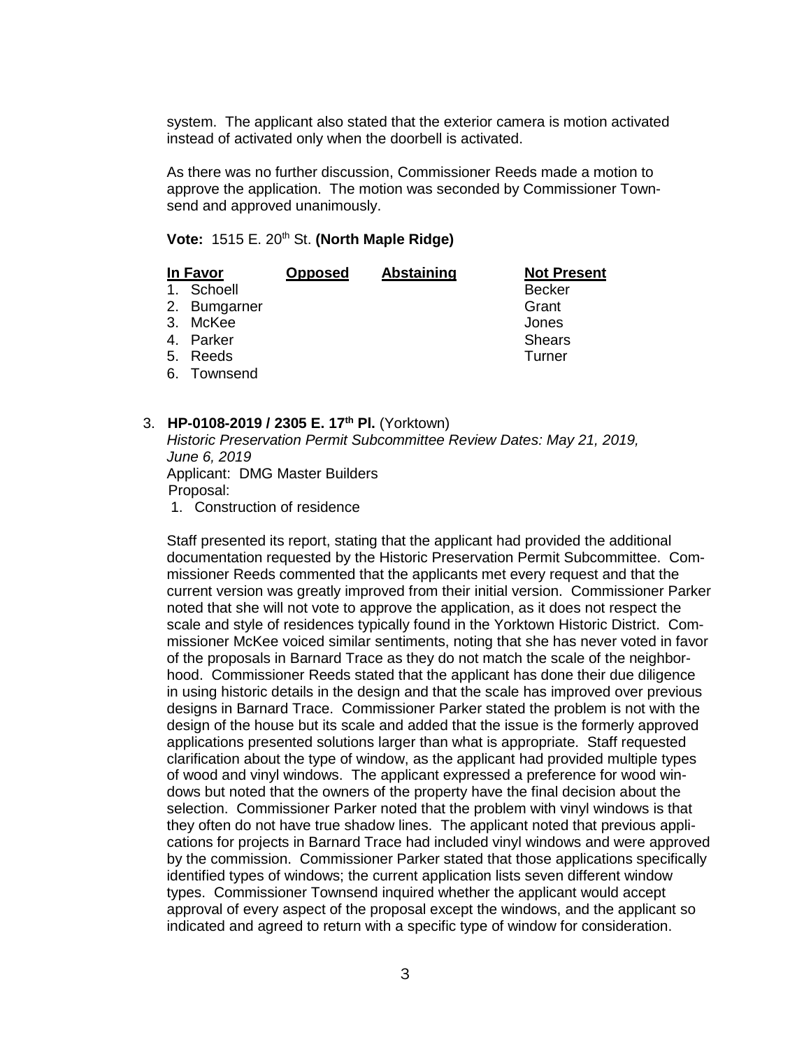system. The applicant also stated that the exterior camera is motion activated instead of activated only when the doorbell is activated.

As there was no further discussion, Commissioner Reeds made a motion to approve the application. The motion was seconded by Commissioner Townsend and approved unanimously.

**Vote:** 1515 E. 20th St. **(North Maple Ridge)**

| In Favor | Opposed | Abstaining | Not Present |
|---|---|---|---|
| 1. Schoell | | | Becker |
| 2. Bumgarner | | | Grant |
| 3. McKee | | | Jones |
| 4. Parker | | | Shears |
| 5. Reeds | | | Turner |
| 6. Townsend | | | |

3. **HP-0108-2019 / 2305 E. 17th Pl.** (Yorktown)
   *Historic Preservation Permit Subcommittee Review Dates: May 21, 2019, June 6, 2019*
   Applicant: DMG Master Builders
   Proposal:
   1. Construction of residence

Staff presented its report, stating that the applicant had provided the additional documentation requested by the Historic Preservation Permit Subcommittee. Commissioner Reeds commented that the applicants met every request and that the current version was greatly improved from their initial version. Commissioner Parker noted that she will not vote to approve the application, as it does not respect the scale and style of residences typically found in the Yorktown Historic District. Commissioner McKee voiced similar sentiments, noting that she has never voted in favor of the proposals in Barnard Trace as they do not match the scale of the neighborhood. Commissioner Reeds stated that the applicant has done their due diligence in using historic details in the design and that the scale has improved over previous designs in Barnard Trace. Commissioner Parker stated the problem is not with the design of the house but its scale and added that the issue is the formerly approved applications presented solutions larger than what is appropriate. Staff requested clarification about the type of window, as the applicant had provided multiple types of wood and vinyl windows. The applicant expressed a preference for wood windows but noted that the owners of the property have the final decision about the selection. Commissioner Parker noted that the problem with vinyl windows is that they often do not have true shadow lines. The applicant noted that previous applications for projects in Barnard Trace had included vinyl windows and were approved by the commission. Commissioner Parker stated that those applications specifically identified types of windows; the current application lists seven different window types. Commissioner Townsend inquired whether the applicant would accept approval of every aspect of the proposal except the windows, and the applicant so indicated and agreed to return with a specific type of window for consideration.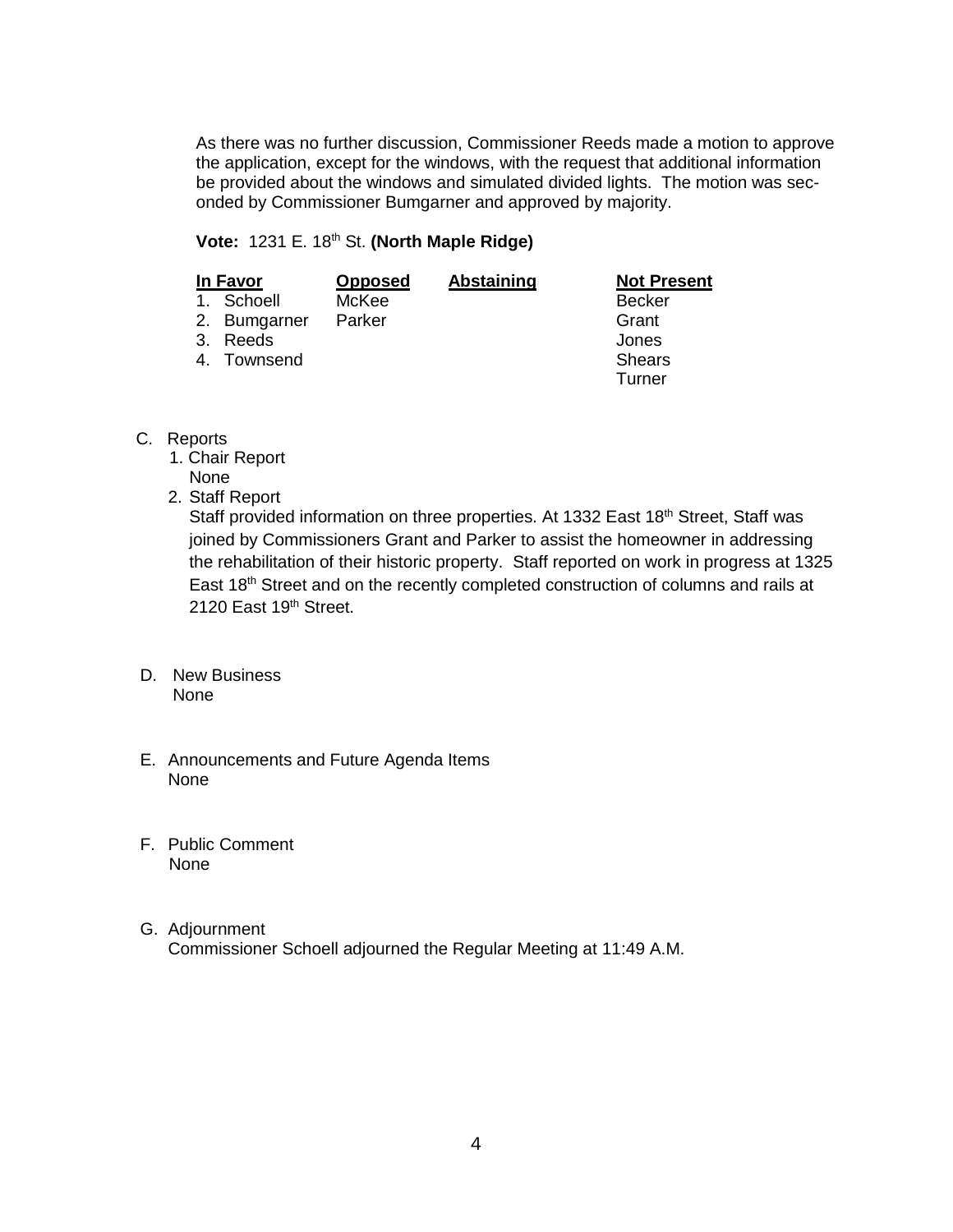As there was no further discussion, Commissioner Reeds made a motion to approve the application, except for the windows, with the request that additional information be provided about the windows and simulated divided lights. The motion was seconded by Commissioner Bumgarner and approved by majority.

**Vote:** 1231 E. 18th St. **(North Maple Ridge)**

| In Favor | Opposed | Abstaining | Not Present |
|---|---|---|---|
| 1. Schoell | McKee | | Becker |
| 2. Bumgarner | Parker | | Grant |
| 3. Reeds | | | Jones |
| 4. Townsend | | | Shears |
| | | | Turner |

C. Reports

1. Chair Report
   None
2. Staff Report
   Staff provided information on three properties. At 1332 East 18th Street, Staff was joined by Commissioners Grant and Parker to assist the homeowner in addressing the rehabilitation of their historic property. Staff reported on work in progress at 1325 East 18th Street and on the recently completed construction of columns and rails at 2120 East 19th Street.

D. New Business
None

E. Announcements and Future Agenda Items
None

F. Public Comment
None

G. Adjournment
Commissioner Schoell adjourned the Regular Meeting at 11:49 A.M.